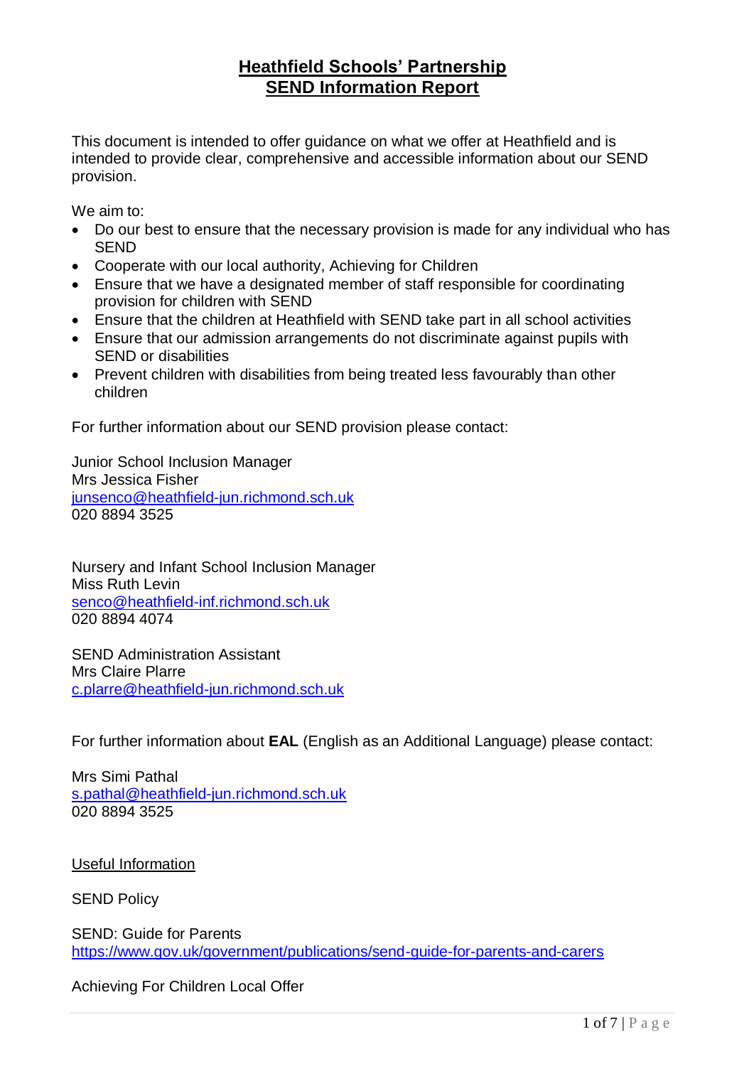# Heathfield Schools' Partnership
## SEND Information Report

This document is intended to offer guidance on what we offer at Heathfield and is intended to provide clear, comprehensive and accessible information about our SEND provision.

We aim to:

- Do our best to ensure that the necessary provision is made for any individual who has SEND
- Cooperate with our local authority, Achieving for Children
- Ensure that we have a designated member of staff responsible for coordinating provision for children with SEND
- Ensure that the children at Heathfield with SEND take part in all school activities
- Ensure that our admission arrangements do not discriminate against pupils with SEND or disabilities
- Prevent children with disabilities from being treated less favourably than other children

For further information about our SEND provision please contact:

Junior School Inclusion Manager
Mrs Jessica Fisher
junsenco@heathfield-jun.richmond.sch.uk
020 8894 3525

Nursery and Infant School Inclusion Manager
Miss Ruth Levin
senco@heathfield-inf.richmond.sch.uk
020 8894 4074

SEND Administration Assistant
Mrs Claire Plarre
c.plarre@heathfield-jun.richmond.sch.uk

For further information about **EAL** (English as an Additional Language) please contact:

Mrs Simi Pathal
s.pathal@heathfield-jun.richmond.sch.uk
020 8894 3525

Useful Information

SEND Policy

SEND: Guide for Parents
https://www.gov.uk/government/publications/send-guide-for-parents-and-carers

Achieving For Children Local Offer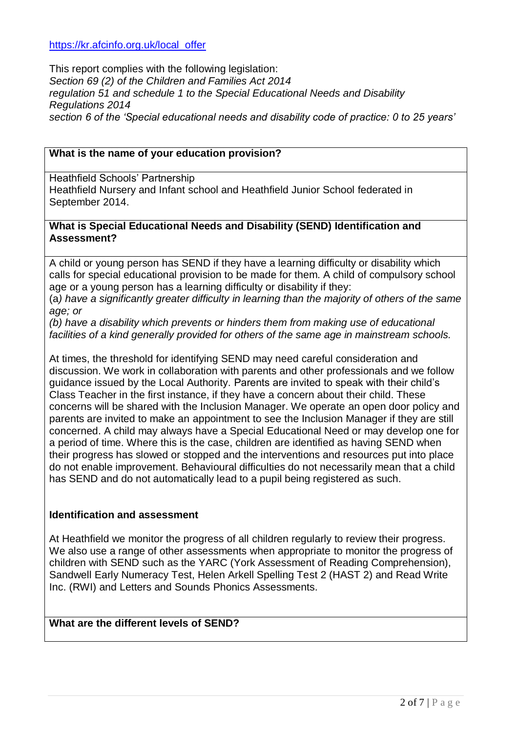https://kr.afcinfo.org.uk/local_offer

This report complies with the following legislation:
*Section 69 (2) of the Children and Families Act 2014*
*regulation 51 and schedule 1 to the Special Educational Needs and Disability Regulations 2014*
*section 6 of the 'Special educational needs and disability code of practice: 0 to 25 years'*

**What is the name of your education provision?**

Heathfield Schools' Partnership
Heathfield Nursery and Infant school and Heathfield Junior School federated in September 2014.

**What is Special Educational Needs and Disability (SEND) Identification and Assessment?**

A child or young person has SEND if they have a learning difficulty or disability which calls for special educational provision to be made for them. A child of compulsory school age or a young person has a learning difficulty or disability if they:
(a*) have a significantly greater difficulty in learning than the majority of others of the same age; or*
*(b) have a disability which prevents or hinders them from making use of educational facilities of a kind generally provided for others of the same age in mainstream schools.*

At times, the threshold for identifying SEND may need careful consideration and discussion. We work in collaboration with parents and other professionals and we follow guidance issued by the Local Authority. Parents are invited to speak with their child's Class Teacher in the first instance, if they have a concern about their child. These concerns will be shared with the Inclusion Manager. We operate an open door policy and parents are invited to make an appointment to see the Inclusion Manager if they are still concerned. A child may always have a Special Educational Need or may develop one for a period of time. Where this is the case, children are identified as having SEND when their progress has slowed or stopped and the interventions and resources put into place do not enable improvement. Behavioural difficulties do not necessarily mean that a child has SEND and do not automatically lead to a pupil being registered as such.

**Identification and assessment**

At Heathfield we monitor the progress of all children regularly to review their progress. We also use a range of other assessments when appropriate to monitor the progress of children with SEND such as the YARC (York Assessment of Reading Comprehension), Sandwell Early Numeracy Test, Helen Arkell Spelling Test 2 (HAST 2) and Read Write Inc. (RWI) and Letters and Sounds Phonics Assessments.

**What are the different levels of SEND?**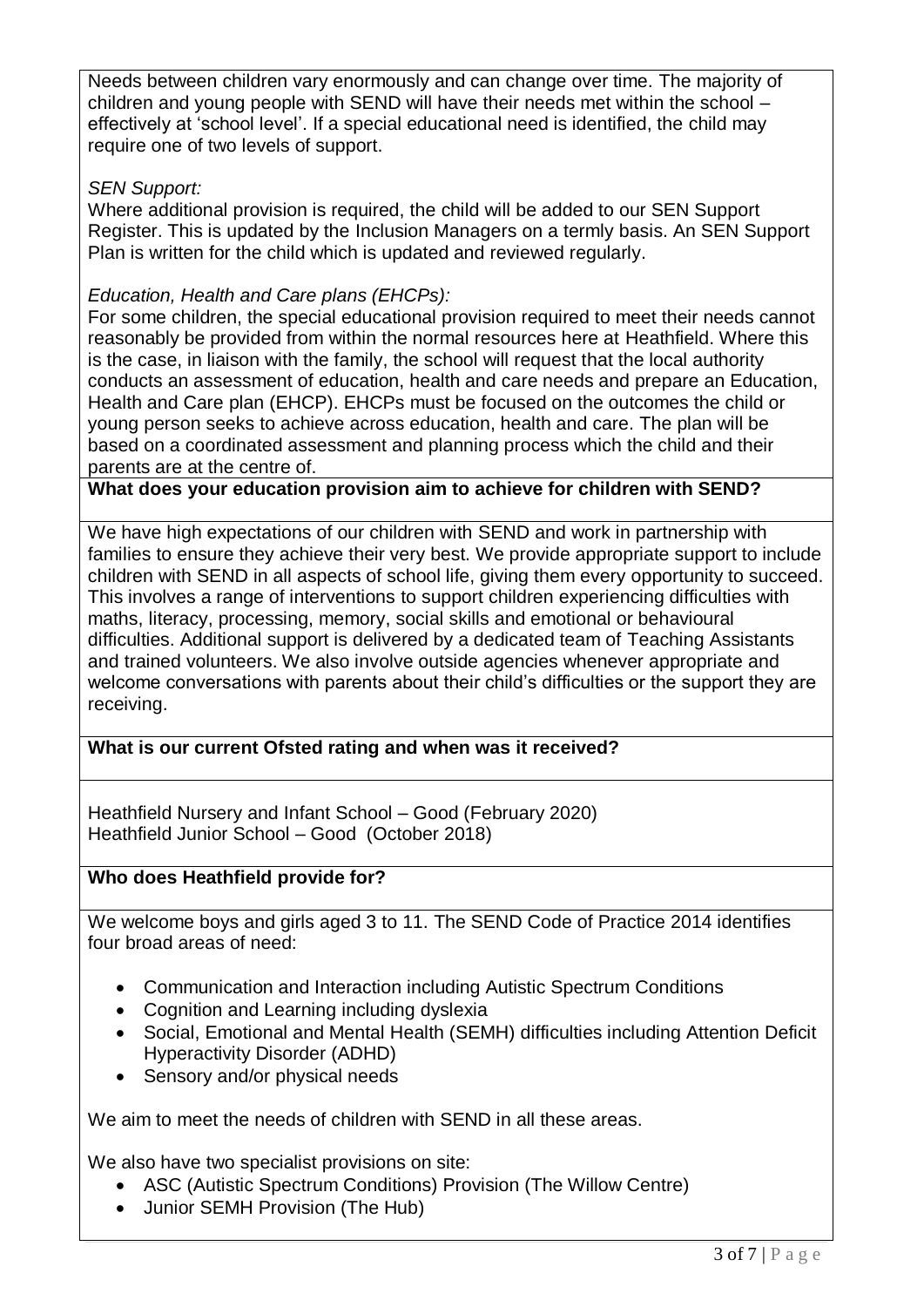Needs between children vary enormously and can change over time. The majority of children and young people with SEND will have their needs met within the school – effectively at 'school level'. If a special educational need is identified, the child may require one of two levels of support.

*SEN Support:*

Where additional provision is required, the child will be added to our SEN Support Register. This is updated by the Inclusion Managers on a termly basis. An SEN Support Plan is written for the child which is updated and reviewed regularly.

*Education, Health and Care plans (EHCPs):*

For some children, the special educational provision required to meet their needs cannot reasonably be provided from within the normal resources here at Heathfield. Where this is the case, in liaison with the family, the school will request that the local authority conducts an assessment of education, health and care needs and prepare an Education, Health and Care plan (EHCP). EHCPs must be focused on the outcomes the child or young person seeks to achieve across education, health and care. The plan will be based on a coordinated assessment and planning process which the child and their parents are at the centre of.

**What does your education provision aim to achieve for children with SEND?**

We have high expectations of our children with SEND and work in partnership with families to ensure they achieve their very best. We provide appropriate support to include children with SEND in all aspects of school life, giving them every opportunity to succeed. This involves a range of interventions to support children experiencing difficulties with maths, literacy, processing, memory, social skills and emotional or behavioural difficulties. Additional support is delivered by a dedicated team of Teaching Assistants and trained volunteers. We also involve outside agencies whenever appropriate and welcome conversations with parents about their child's difficulties or the support they are receiving.

**What is our current Ofsted rating and when was it received?**

Heathfield Nursery and Infant School – Good (February 2020)
Heathfield Junior School – Good (October 2018)

**Who does Heathfield provide for?**

We welcome boys and girls aged 3 to 11. The SEND Code of Practice 2014 identifies four broad areas of need:

- Communication and Interaction including Autistic Spectrum Conditions
- Cognition and Learning including dyslexia
- Social, Emotional and Mental Health (SEMH) difficulties including Attention Deficit Hyperactivity Disorder (ADHD)
- Sensory and/or physical needs

We aim to meet the needs of children with SEND in all these areas.

We also have two specialist provisions on site:

- ASC (Autistic Spectrum Conditions) Provision (The Willow Centre)
- Junior SEMH Provision (The Hub)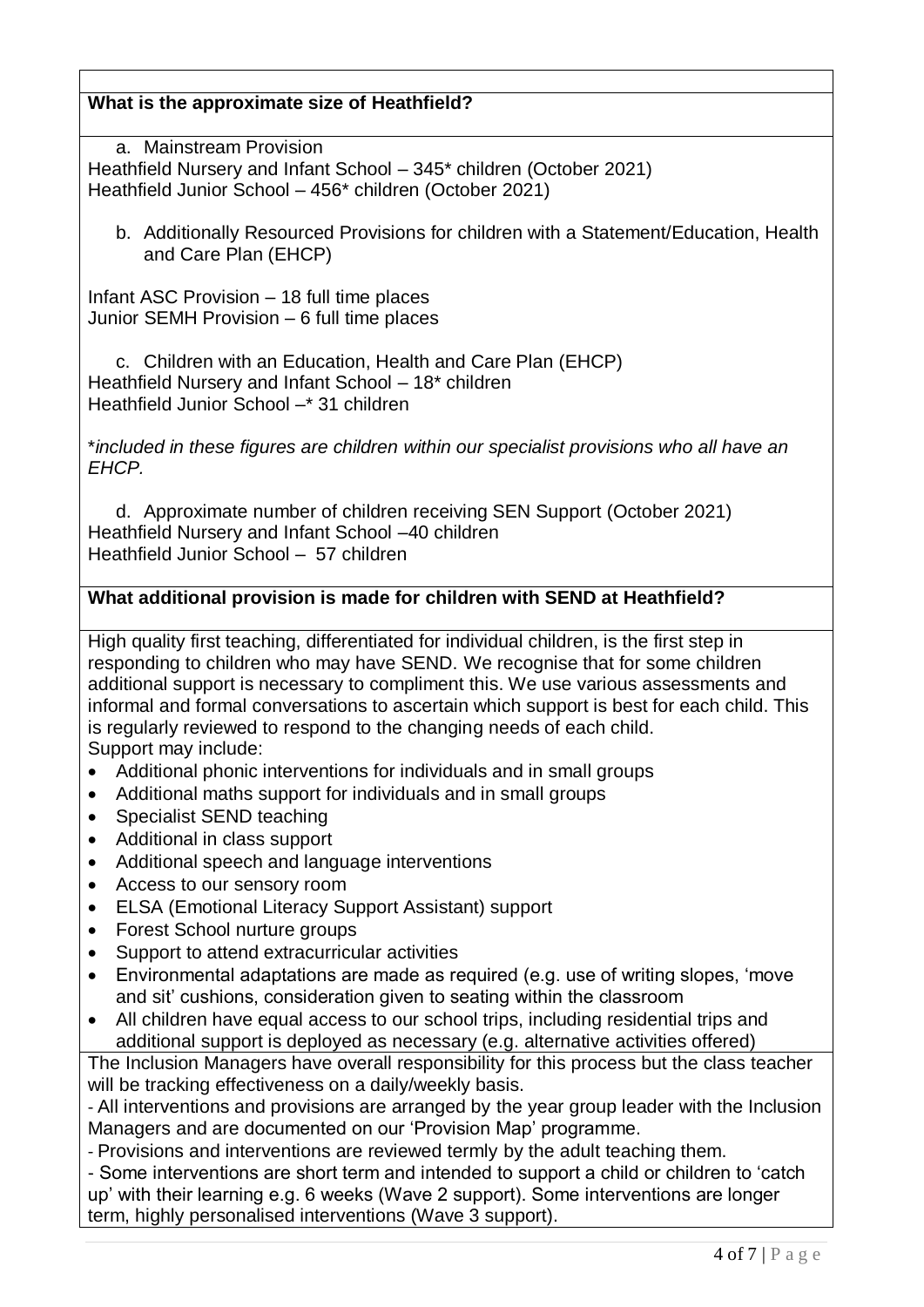**What is the approximate size of Heathfield?**

a. Mainstream Provision

Heathfield Nursery and Infant School – 345* children (October 2021)
Heathfield Junior School – 456* children (October 2021)

b. Additionally Resourced Provisions for children with a Statement/Education, Health and Care Plan (EHCP)

Infant ASC Provision – 18 full time places
Junior SEMH Provision – 6 full time places

c. Children with an Education, Health and Care Plan (EHCP)

Heathfield Nursery and Infant School – 18* children
Heathfield Junior School –* 31 children

*\*included in these figures are children within our specialist provisions who all have an EHCP.*

d. Approximate number of children receiving SEN Support (October 2021)

Heathfield Nursery and Infant School –40 children
Heathfield Junior School – 57 children

**What additional provision is made for children with SEND at Heathfield?**

High quality first teaching, differentiated for individual children, is the first step in responding to children who may have SEND. We recognise that for some children additional support is necessary to compliment this. We use various assessments and informal and formal conversations to ascertain which support is best for each child. This is regularly reviewed to respond to the changing needs of each child.
Support may include:

- Additional phonic interventions for individuals and in small groups
- Additional maths support for individuals and in small groups
- Specialist SEND teaching
- Additional in class support
- Additional speech and language interventions
- Access to our sensory room
- ELSA (Emotional Literacy Support Assistant) support
- Forest School nurture groups
- Support to attend extracurricular activities
- Environmental adaptations are made as required (e.g. use of writing slopes, 'move and sit' cushions, consideration given to seating within the classroom
- All children have equal access to our school trips, including residential trips and additional support is deployed as necessary (e.g. alternative activities offered)

The Inclusion Managers have overall responsibility for this process but the class teacher will be tracking effectiveness on a daily/weekly basis.

- All interventions and provisions are arranged by the year group leader with the Inclusion Managers and are documented on our 'Provision Map' programme.
- Provisions and interventions are reviewed termly by the adult teaching them.
- Some interventions are short term and intended to support a child or children to 'catch up' with their learning e.g. 6 weeks (Wave 2 support). Some interventions are longer term, highly personalised interventions (Wave 3 support).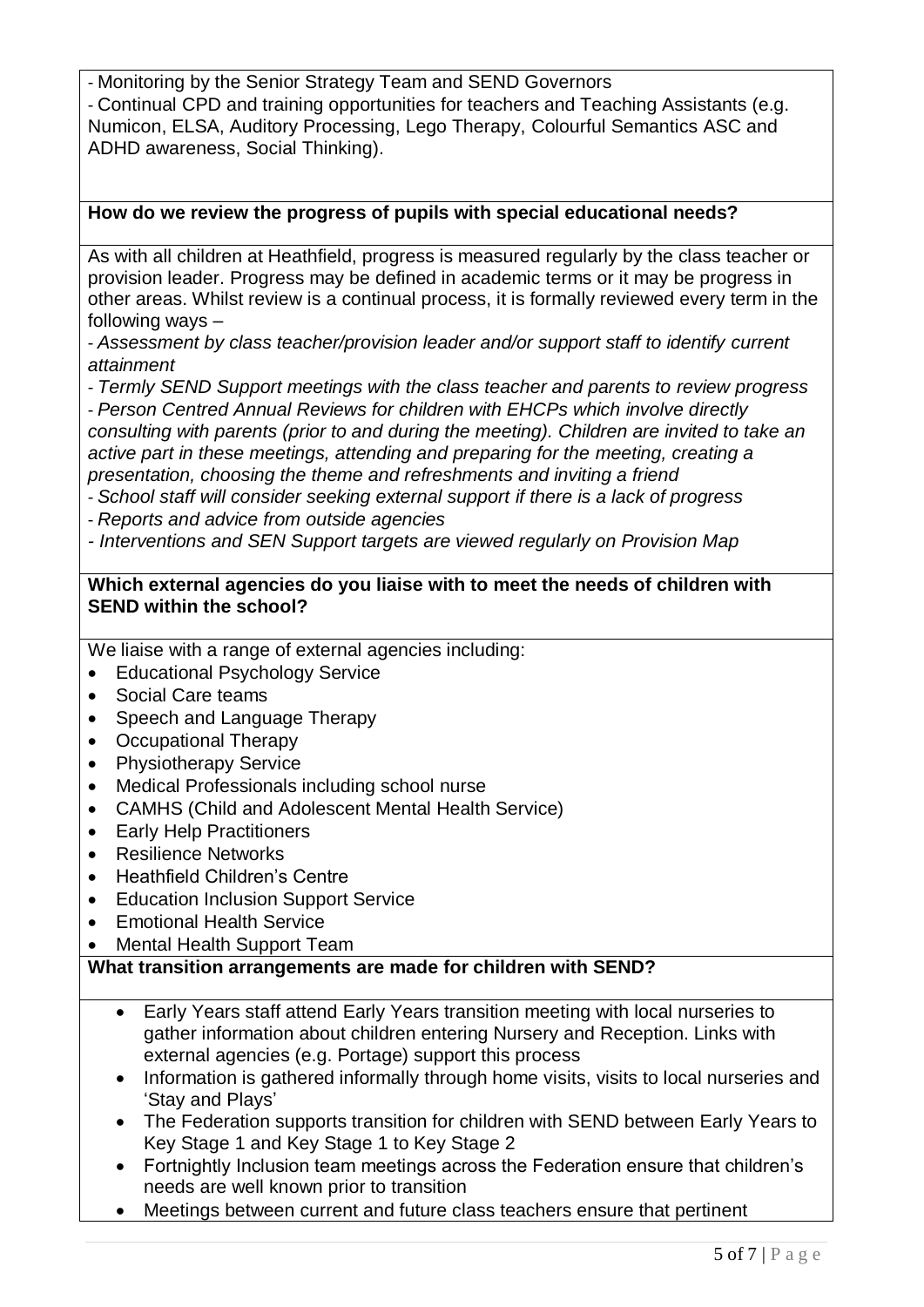- Monitoring by the Senior Strategy Team and SEND Governors
- Continual CPD and training opportunities for teachers and Teaching Assistants (e.g. Numicon, ELSA, Auditory Processing, Lego Therapy, Colourful Semantics ASC and ADHD awareness, Social Thinking).

**How do we review the progress of pupils with special educational needs?**

As with all children at Heathfield, progress is measured regularly by the class teacher or provision leader. Progress may be defined in academic terms or it may be progress in other areas. Whilst review is a continual process, it is formally reviewed every term in the following ways –

- *Assessment by class teacher/provision leader and/or support staff to identify current attainment*
- *Termly SEND Support meetings with the class teacher and parents to review progress*
- *Person Centred Annual Reviews for children with EHCPs which involve directly consulting with parents (prior to and during the meeting). Children are invited to take an active part in these meetings, attending and preparing for the meeting, creating a presentation, choosing the theme and refreshments and inviting a friend*
- *School staff will consider seeking external support if there is a lack of progress*
- *Reports and advice from outside agencies*
- *Interventions and SEN Support targets are viewed regularly on Provision Map*

**Which external agencies do you liaise with to meet the needs of children with SEND within the school?**

We liaise with a range of external agencies including:

- Educational Psychology Service
- Social Care teams
- Speech and Language Therapy
- Occupational Therapy
- Physiotherapy Service
- Medical Professionals including school nurse
- CAMHS (Child and Adolescent Mental Health Service)
- Early Help Practitioners
- Resilience Networks
- Heathfield Children's Centre
- Education Inclusion Support Service
- Emotional Health Service
- Mental Health Support Team

**What transition arrangements are made for children with SEND?**

- Early Years staff attend Early Years transition meeting with local nurseries to gather information about children entering Nursery and Reception. Links with external agencies (e.g. Portage) support this process
- Information is gathered informally through home visits, visits to local nurseries and 'Stay and Plays'
- The Federation supports transition for children with SEND between Early Years to Key Stage 1 and Key Stage 1 to Key Stage 2
- Fortnightly Inclusion team meetings across the Federation ensure that children's needs are well known prior to transition
- Meetings between current and future class teachers ensure that pertinent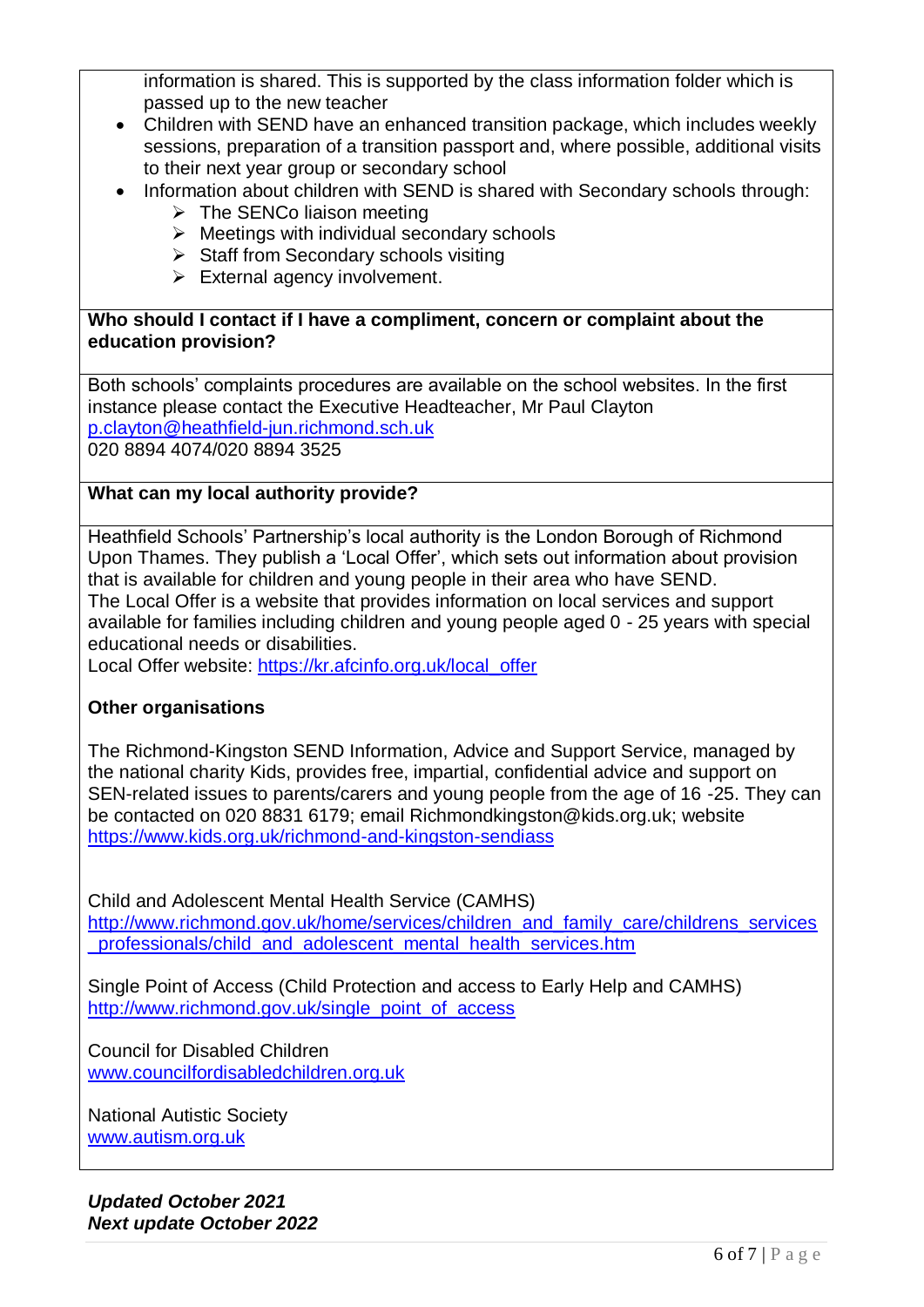information is shared. This is supported by the class information folder which is passed up to the new teacher

- Children with SEND have an enhanced transition package, which includes weekly sessions, preparation of a transition passport and, where possible, additional visits to their next year group or secondary school
- Information about children with SEND is shared with Secondary schools through:
  - The SENCo liaison meeting
  - Meetings with individual secondary schools
  - Staff from Secondary schools visiting
  - External agency involvement.

**Who should I contact if I have a compliment, concern or complaint about the education provision?**

Both schools' complaints procedures are available on the school websites. In the first instance please contact the Executive Headteacher, Mr Paul Clayton
p.clayton@heathfield-jun.richmond.sch.uk
020 8894 4074/020 8894 3525

**What can my local authority provide?**

Heathfield Schools' Partnership's local authority is the London Borough of Richmond Upon Thames. They publish a 'Local Offer', which sets out information about provision that is available for children and young people in their area who have SEND.
The Local Offer is a website that provides information on local services and support available for families including children and young people aged 0 - 25 years with special educational needs or disabilities.
Local Offer website: https://kr.afcinfo.org.uk/local_offer

**Other organisations**

The Richmond-Kingston SEND Information, Advice and Support Service, managed by the national charity Kids, provides free, impartial, confidential advice and support on SEN-related issues to parents/carers and young people from the age of 16 -25. They can be contacted on 020 8831 6179; email Richmondkingston@kids.org.uk; website https://www.kids.org.uk/richmond-and-kingston-sendiass

Child and Adolescent Mental Health Service (CAMHS)
http://www.richmond.gov.uk/home/services/children_and_family_care/childrens_services_professionals/child_and_adolescent_mental_health_services.htm

Single Point of Access (Child Protection and access to Early Help and CAMHS)
http://www.richmond.gov.uk/single_point_of_access

Council for Disabled Children
www.councilfordisabledchildren.org.uk

National Autistic Society
www.autism.org.uk

***Updated October 2021***
***Next update October 2022***